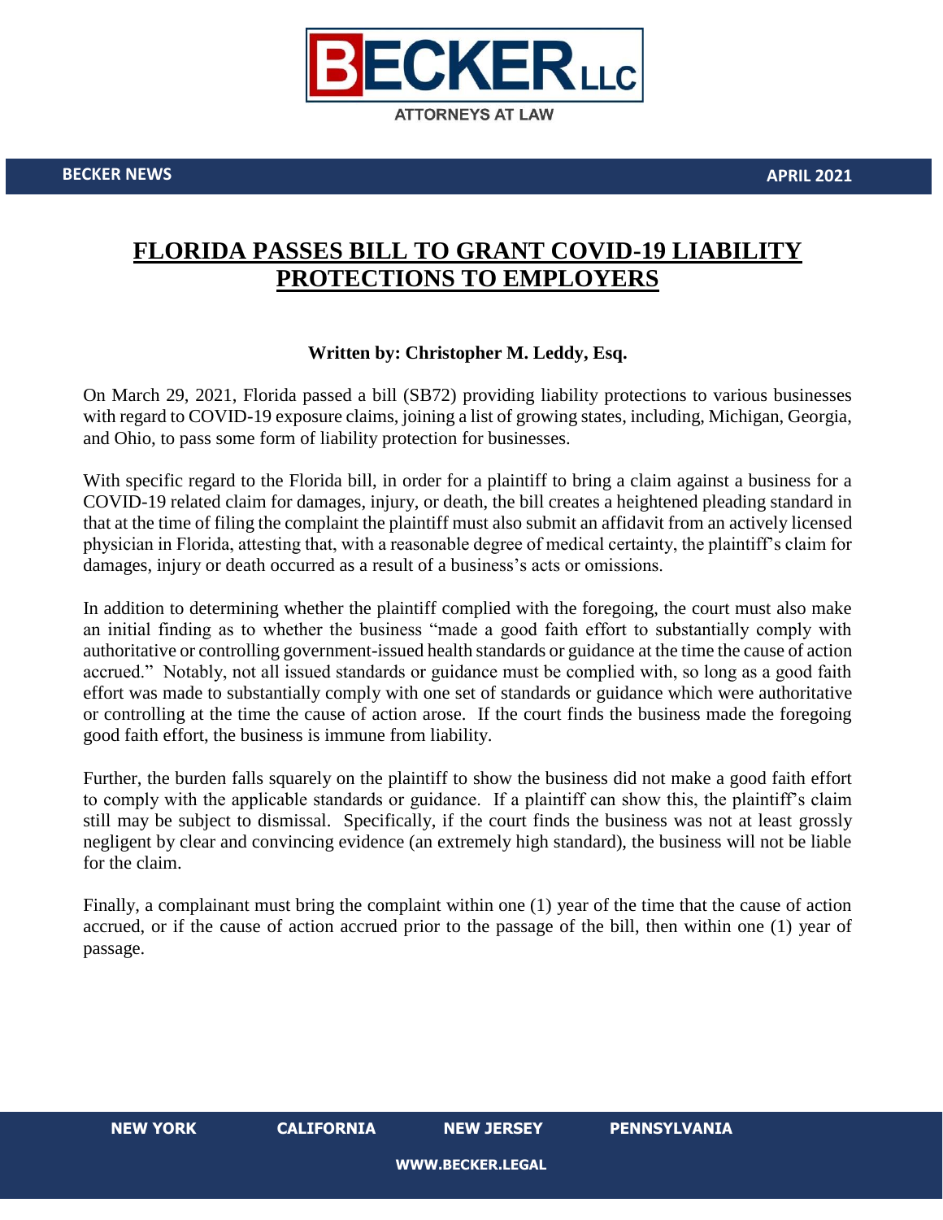BECKER LLC

ATTORNEYS AT LAW

**BECKER NEWS** **APRIL 2021**

# FLORIDA PASSES BILL TO GRANT COVID-19 LIABILITY PROTECTIONS TO EMPLOYERS

**Written by: Christopher M. Leddy, Esq.**

On March 29, 2021, Florida passed a bill (SB72) providing liability protections to various businesses with regard to COVID-19 exposure claims, joining a list of growing states, including, Michigan, Georgia, and Ohio, to pass some form of liability protection for businesses.

With specific regard to the Florida bill, in order for a plaintiff to bring a claim against a business for a COVID-19 related claim for damages, injury, or death, the bill creates a heightened pleading standard in that at the time of filing the complaint the plaintiff must also submit an affidavit from an actively licensed physician in Florida, attesting that, with a reasonable degree of medical certainty, the plaintiff's claim for damages, injury or death occurred as a result of a business's acts or omissions.

In addition to determining whether the plaintiff complied with the foregoing, the court must also make an initial finding as to whether the business "made a good faith effort to substantially comply with authoritative or controlling government-issued health standards or guidance at the time the cause of action accrued." Notably, not all issued standards or guidance must be complied with, so long as a good faith effort was made to substantially comply with one set of standards or guidance which were authoritative or controlling at the time the cause of action arose. If the court finds the business made the foregoing good faith effort, the business is immune from liability.

Further, the burden falls squarely on the plaintiff to show the business did not make a good faith effort to comply with the applicable standards or guidance. If a plaintiff can show this, the plaintiff's claim still may be subject to dismissal. Specifically, if the court finds the business was not at least grossly negligent by clear and convincing evidence (an extremely high standard), the business will not be liable for the claim.

Finally, a complainant must bring the complaint within one (1) year of the time that the cause of action accrued, or if the cause of action accrued prior to the passage of the bill, then within one (1) year of passage.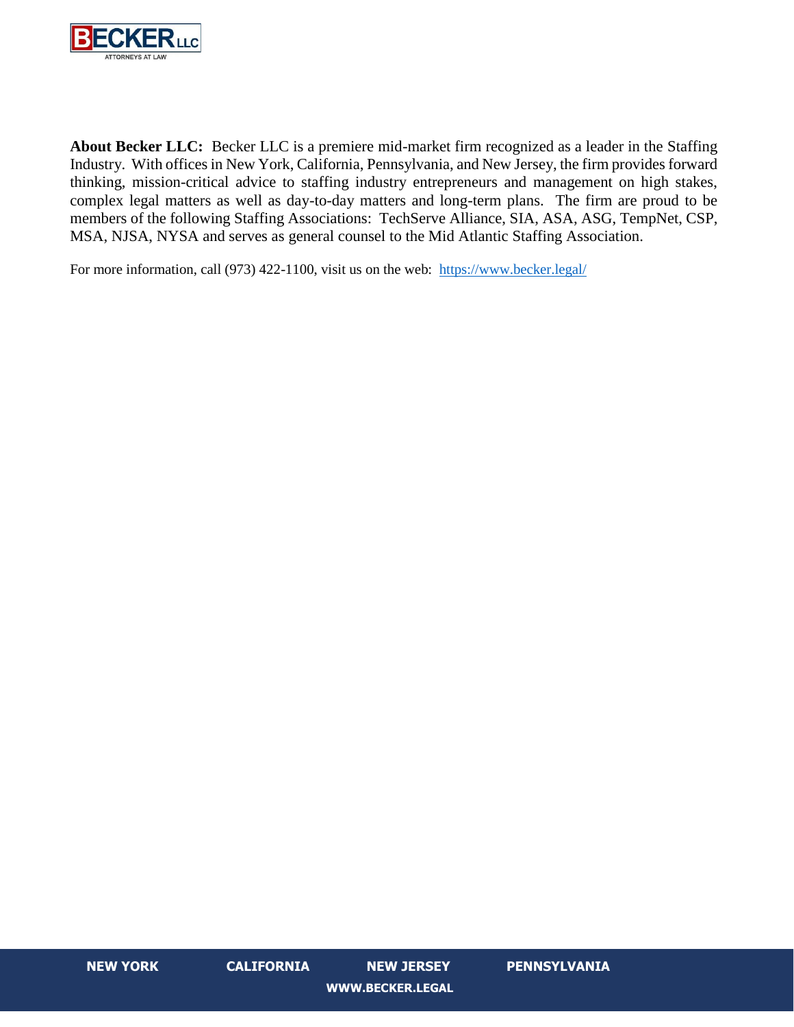**About Becker LLC:** Becker LLC is a premiere mid-market firm recognized as a leader in the Staffing Industry. With offices in New York, California, Pennsylvania, and New Jersey, the firm provides forward thinking, mission-critical advice to staffing industry entrepreneurs and management on high stakes, complex legal matters as well as day-to-day matters and long-term plans. The firm are proud to be members of the following Staffing Associations: TechServe Alliance, SIA, ASA, ASG, TempNet, CSP, MSA, NJSA, NYSA and serves as general counsel to the Mid Atlantic Staffing Association.

For more information, call (973) 422-1100, visit us on the web: [https://www.becker.legal/](https://www.becker.legal/)